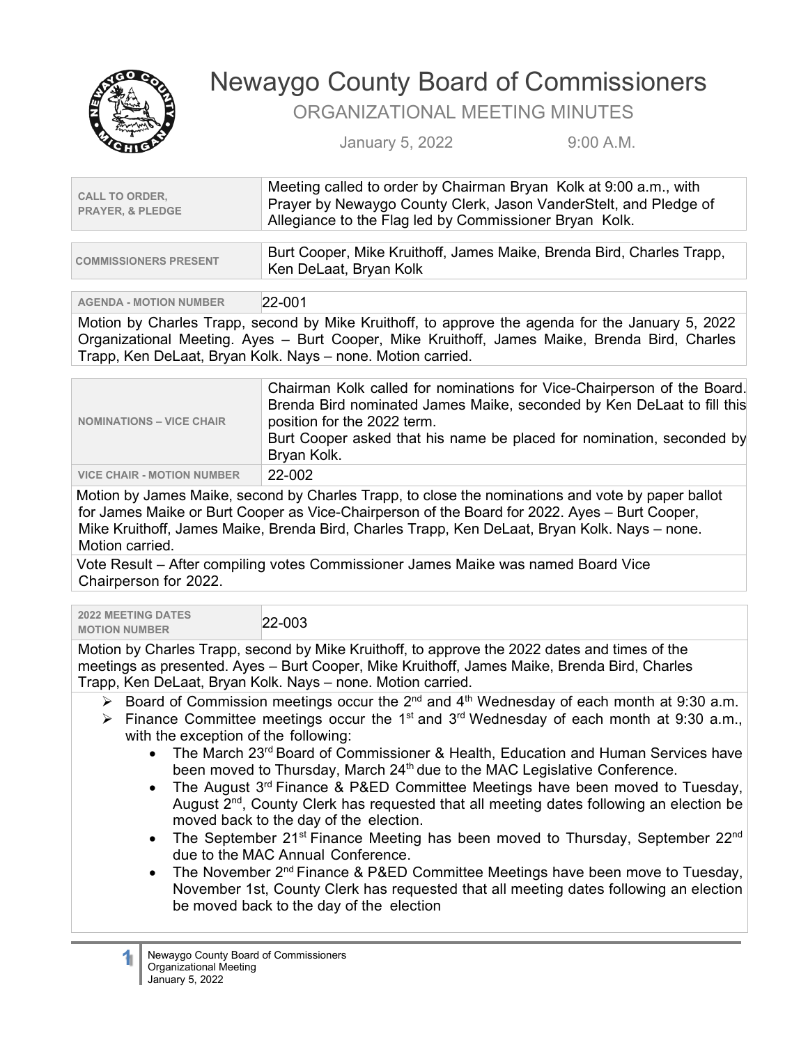# Newaygo County Board of Commissioners

## ORGANIZATIONAL MEETING MINUTES

January 5, 2022 9:00 A.M.

| | |
|---|---|
| **CALL TO ORDER, PRAYER, & PLEDGE** | Meeting called to order by Chairman Bryan Kolk at 9:00 a.m., with Prayer by Newaygo County Clerk, Jason VanderStelt, and Pledge of Allegiance to the Flag led by Commissioner Bryan Kolk. |

| | |
|---|---|
| **COMMISSIONERS PRESENT** | Burt Cooper, Mike Kruithoff, James Maike, Brenda Bird, Charles Trapp, Ken DeLaat, Bryan Kolk |

| | |
|---|---|
| **AGENDA - MOTION NUMBER** | 22-001 |

Motion by Charles Trapp, second by Mike Kruithoff, to approve the agenda for the January 5, 2022 Organizational Meeting. Ayes – Burt Cooper, Mike Kruithoff, James Maike, Brenda Bird, Charles Trapp, Ken DeLaat, Bryan Kolk. Nays – none. Motion carried.

| | |
|---|---|
| **NOMINATIONS – VICE CHAIR** | Chairman Kolk called for nominations for Vice-Chairperson of the Board. Brenda Bird nominated James Maike, seconded by Ken DeLaat to fill this position for the 2022 term.<br>Burt Cooper asked that his name be placed for nomination, seconded by Bryan Kolk. |
| **VICE CHAIR - MOTION NUMBER** | 22-002 |

Motion by James Maike, second by Charles Trapp, to close the nominations and vote by paper ballot for James Maike or Burt Cooper as Vice-Chairperson of the Board for 2022. Ayes – Burt Cooper, Mike Kruithoff, James Maike, Brenda Bird, Charles Trapp, Ken DeLaat, Bryan Kolk. Nays – none. Motion carried.

Vote Result – After compiling votes Commissioner James Maike was named Board Vice Chairperson for 2022.

| | |
|---|---|
| **2022 MEETING DATES MOTION NUMBER** | 22-003 |

Motion by Charles Trapp, second by Mike Kruithoff, to approve the 2022 dates and times of the meetings as presented. Ayes – Burt Cooper, Mike Kruithoff, James Maike, Brenda Bird, Charles Trapp, Ken DeLaat, Bryan Kolk. Nays – none. Motion carried.

- Board of Commission meetings occur the 2nd and 4th Wednesday of each month at 9:30 a.m.
- Finance Committee meetings occur the 1st and 3rd Wednesday of each month at 9:30 a.m., with the exception of the following:
  - The March 23rd Board of Commissioner & Health, Education and Human Services have been moved to Thursday, March 24th due to the MAC Legislative Conference.
  - The August 3rd Finance & P&ED Committee Meetings have been moved to Tuesday, August 2nd, County Clerk has requested that all meeting dates following an election be moved back to the day of the election.
  - The September 21st Finance Meeting has been moved to Thursday, September 22nd due to the MAC Annual Conference.
  - The November 2nd Finance & P&ED Committee Meetings have been move to Tuesday, November 1st, County Clerk has requested that all meeting dates following an election be moved back to the day of the election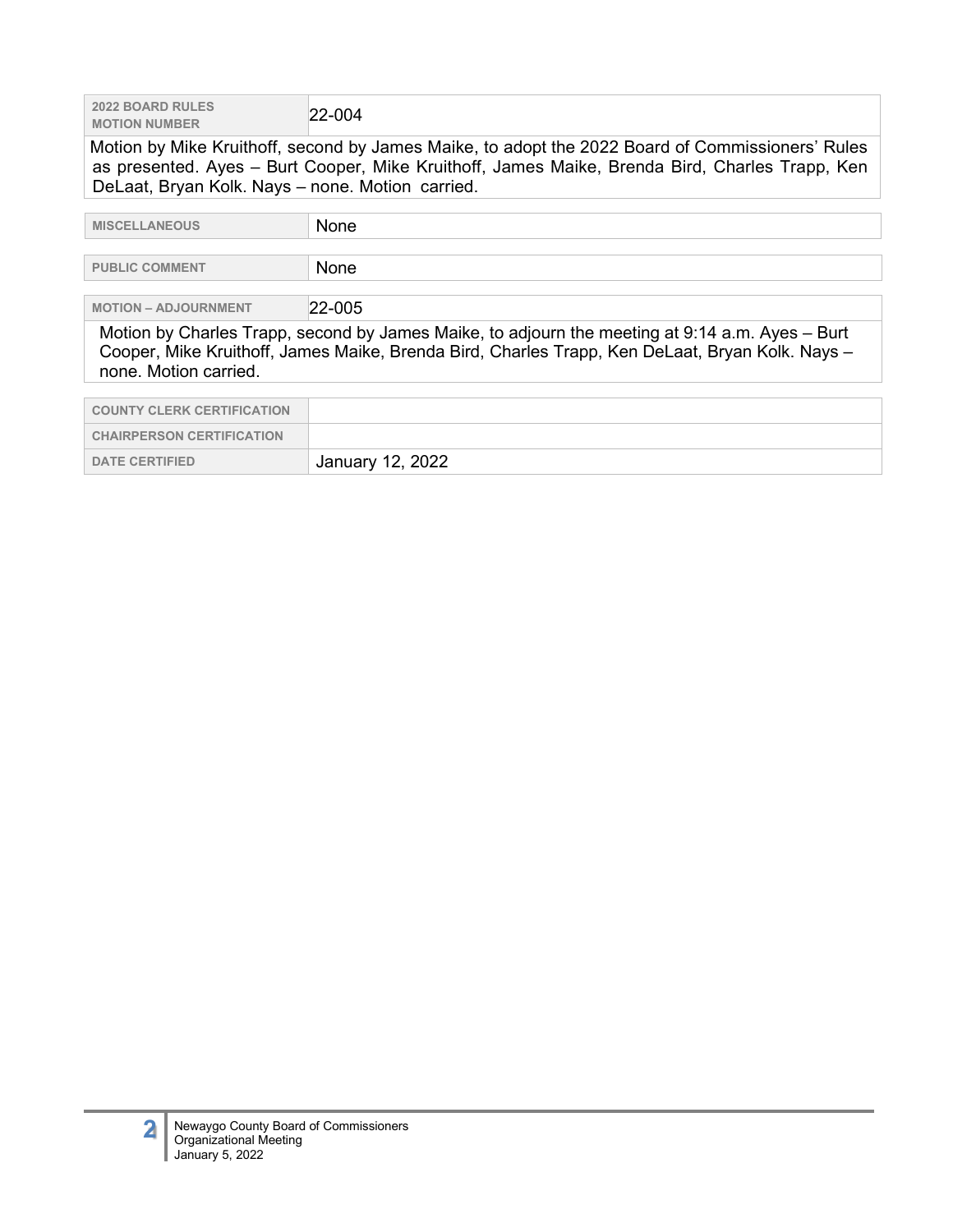| | |
|---|---|
| **2022 BOARD RULES MOTION NUMBER** | 22-004 |

Motion by Mike Kruithoff, second by James Maike, to adopt the 2022 Board of Commissioners' Rules as presented. Ayes – Burt Cooper, Mike Kruithoff, James Maike, Brenda Bird, Charles Trapp, Ken DeLaat, Bryan Kolk. Nays – none. Motion carried.

| | |
|---|---|
| **MISCELLANEOUS** | None |

| | |
|---|---|
| **PUBLIC COMMENT** | None |

| | |
|---|---|
| **MOTION – ADJOURNMENT** | 22-005 |

Motion by Charles Trapp, second by James Maike, to adjourn the meeting at 9:14 a.m. Ayes – Burt Cooper, Mike Kruithoff, James Maike, Brenda Bird, Charles Trapp, Ken DeLaat, Bryan Kolk. Nays – none. Motion carried.

| | |
|---|---|
| **COUNTY CLERK CERTIFICATION** | |
| **CHAIRPERSON CERTIFICATION** | |
| **DATE CERTIFIED** | January 12, 2022 |